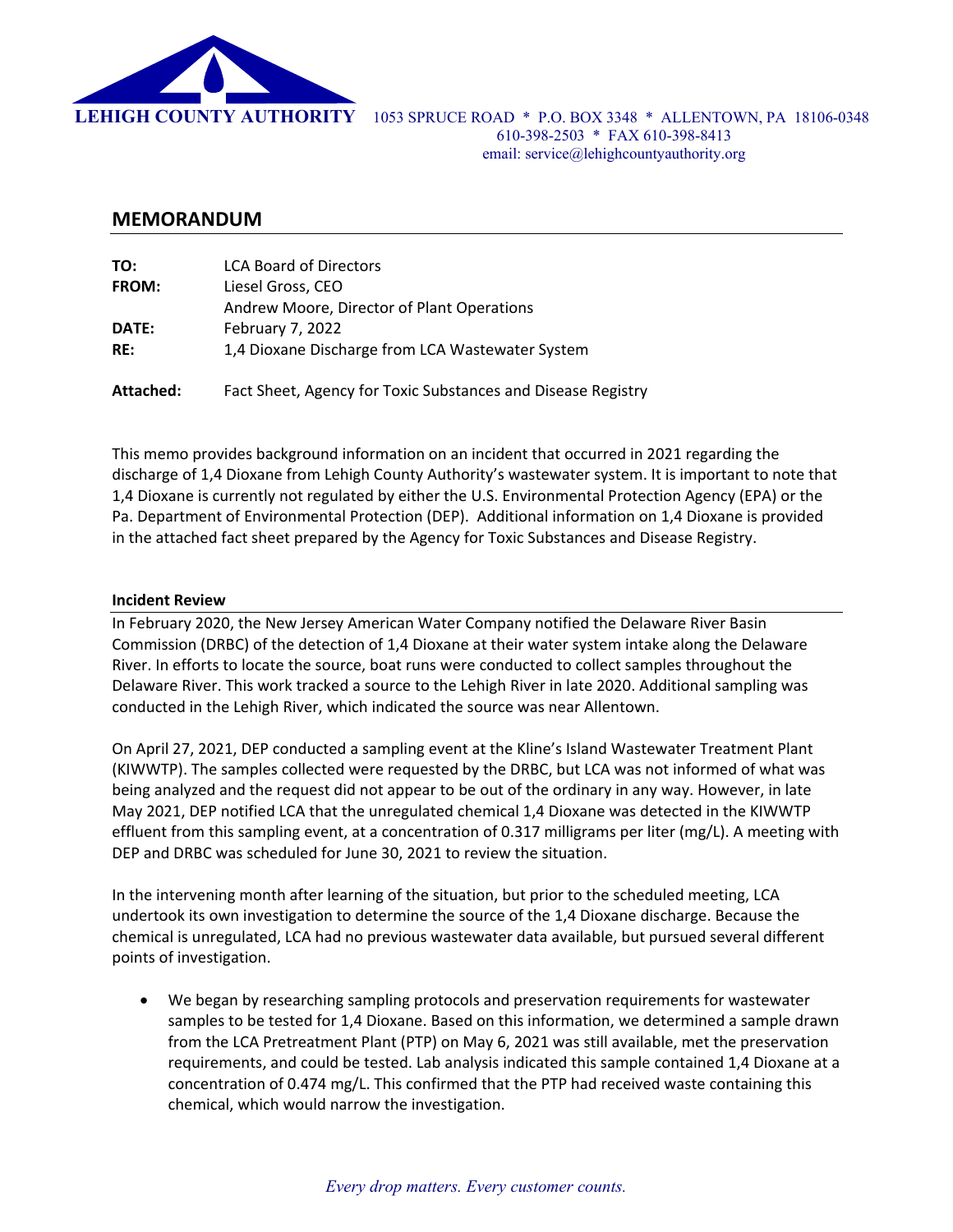LEHIGH COUNTY AUTHORITY 1053 SPRUCE ROAD * P.O. BOX 3348 * ALLENTOWN, PA 18106-0348
610-398-2503 * FAX 610-398-8413
email: service@lehighcountyauthority.org

## MEMORANDUM

**TO:** LCA Board of Directors
**FROM:** Liesel Gross, CEO
Andrew Moore, Director of Plant Operations
**DATE:** February 7, 2022
**RE:** 1,4 Dioxane Discharge from LCA Wastewater System

**Attached:** Fact Sheet, Agency for Toxic Substances and Disease Registry

This memo provides background information on an incident that occurred in 2021 regarding the discharge of 1,4 Dioxane from Lehigh County Authority's wastewater system. It is important to note that 1,4 Dioxane is currently not regulated by either the U.S. Environmental Protection Agency (EPA) or the Pa. Department of Environmental Protection (DEP). Additional information on 1,4 Dioxane is provided in the attached fact sheet prepared by the Agency for Toxic Substances and Disease Registry.

### Incident Review

In February 2020, the New Jersey American Water Company notified the Delaware River Basin Commission (DRBC) of the detection of 1,4 Dioxane at their water system intake along the Delaware River. In efforts to locate the source, boat runs were conducted to collect samples throughout the Delaware River. This work tracked a source to the Lehigh River in late 2020. Additional sampling was conducted in the Lehigh River, which indicated the source was near Allentown.

On April 27, 2021, DEP conducted a sampling event at the Kline's Island Wastewater Treatment Plant (KIWWTP). The samples collected were requested by the DRBC, but LCA was not informed of what was being analyzed and the request did not appear to be out of the ordinary in any way. However, in late May 2021, DEP notified LCA that the unregulated chemical 1,4 Dioxane was detected in the KIWWTP effluent from this sampling event, at a concentration of 0.317 milligrams per liter (mg/L). A meeting with DEP and DRBC was scheduled for June 30, 2021 to review the situation.

In the intervening month after learning of the situation, but prior to the scheduled meeting, LCA undertook its own investigation to determine the source of the 1,4 Dioxane discharge. Because the chemical is unregulated, LCA had no previous wastewater data available, but pursued several different points of investigation.

- We began by researching sampling protocols and preservation requirements for wastewater samples to be tested for 1,4 Dioxane. Based on this information, we determined a sample drawn from the LCA Pretreatment Plant (PTP) on May 6, 2021 was still available, met the preservation requirements, and could be tested. Lab analysis indicated this sample contained 1,4 Dioxane at a concentration of 0.474 mg/L. This confirmed that the PTP had received waste containing this chemical, which would narrow the investigation.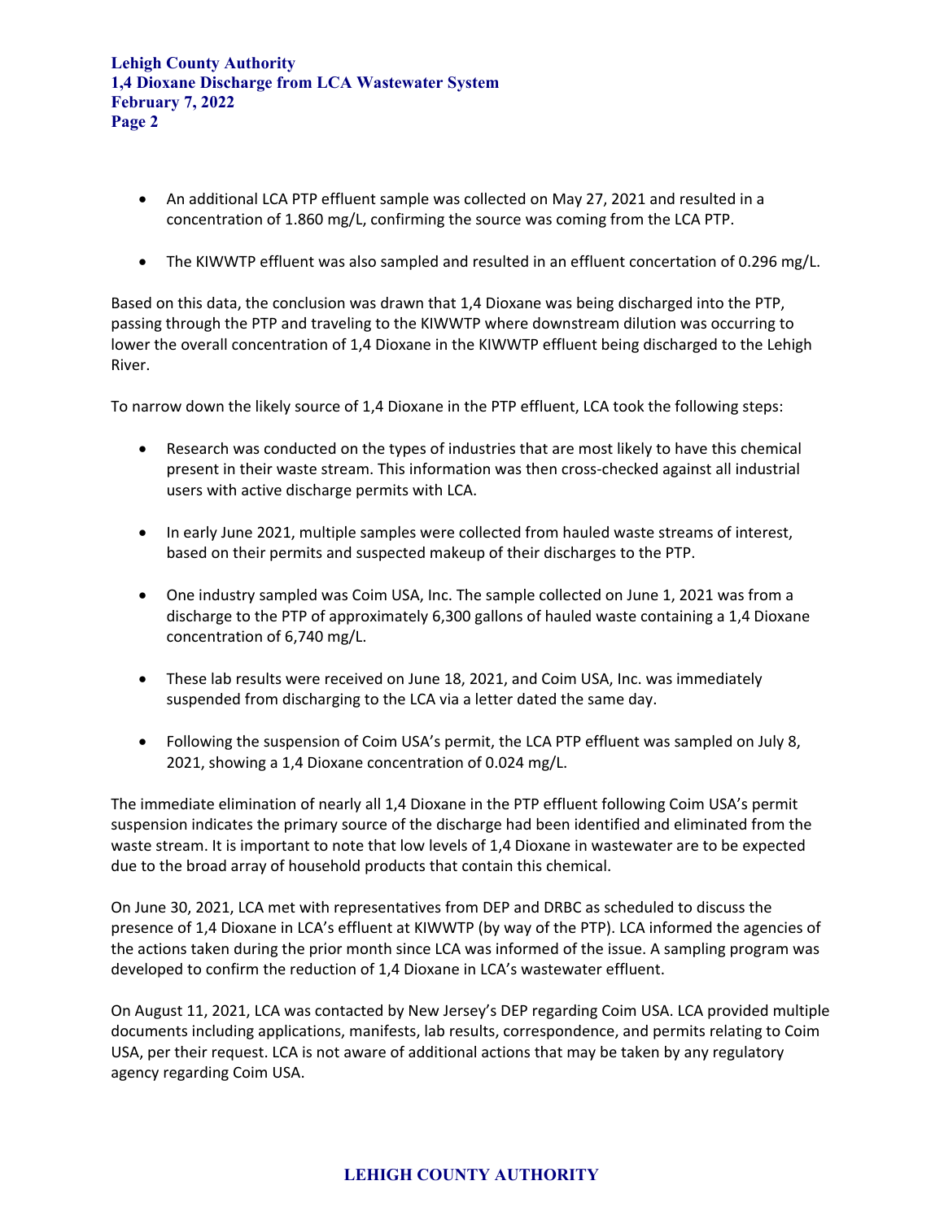- An additional LCA PTP effluent sample was collected on May 27, 2021 and resulted in a concentration of 1.860 mg/L, confirming the source was coming from the LCA PTP.
- The KIWWTP effluent was also sampled and resulted in an effluent concertation of 0.296 mg/L.

Based on this data, the conclusion was drawn that 1,4 Dioxane was being discharged into the PTP, passing through the PTP and traveling to the KIWWTP where downstream dilution was occurring to lower the overall concentration of 1,4 Dioxane in the KIWWTP effluent being discharged to the Lehigh River.

To narrow down the likely source of 1,4 Dioxane in the PTP effluent, LCA took the following steps:

- Research was conducted on the types of industries that are most likely to have this chemical present in their waste stream. This information was then cross-checked against all industrial users with active discharge permits with LCA.
- In early June 2021, multiple samples were collected from hauled waste streams of interest, based on their permits and suspected makeup of their discharges to the PTP.
- One industry sampled was Coim USA, Inc. The sample collected on June 1, 2021 was from a discharge to the PTP of approximately 6,300 gallons of hauled waste containing a 1,4 Dioxane concentration of 6,740 mg/L.
- These lab results were received on June 18, 2021, and Coim USA, Inc. was immediately suspended from discharging to the LCA via a letter dated the same day.
- Following the suspension of Coim USA's permit, the LCA PTP effluent was sampled on July 8, 2021, showing a 1,4 Dioxane concentration of 0.024 mg/L.

The immediate elimination of nearly all 1,4 Dioxane in the PTP effluent following Coim USA's permit suspension indicates the primary source of the discharge had been identified and eliminated from the waste stream. It is important to note that low levels of 1,4 Dioxane in wastewater are to be expected due to the broad array of household products that contain this chemical.

On June 30, 2021, LCA met with representatives from DEP and DRBC as scheduled to discuss the presence of 1,4 Dioxane in LCA's effluent at KIWWTP (by way of the PTP). LCA informed the agencies of the actions taken during the prior month since LCA was informed of the issue. A sampling program was developed to confirm the reduction of 1,4 Dioxane in LCA's wastewater effluent.

On August 11, 2021, LCA was contacted by New Jersey's DEP regarding Coim USA. LCA provided multiple documents including applications, manifests, lab results, correspondence, and permits relating to Coim USA, per their request. LCA is not aware of additional actions that may be taken by any regulatory agency regarding Coim USA.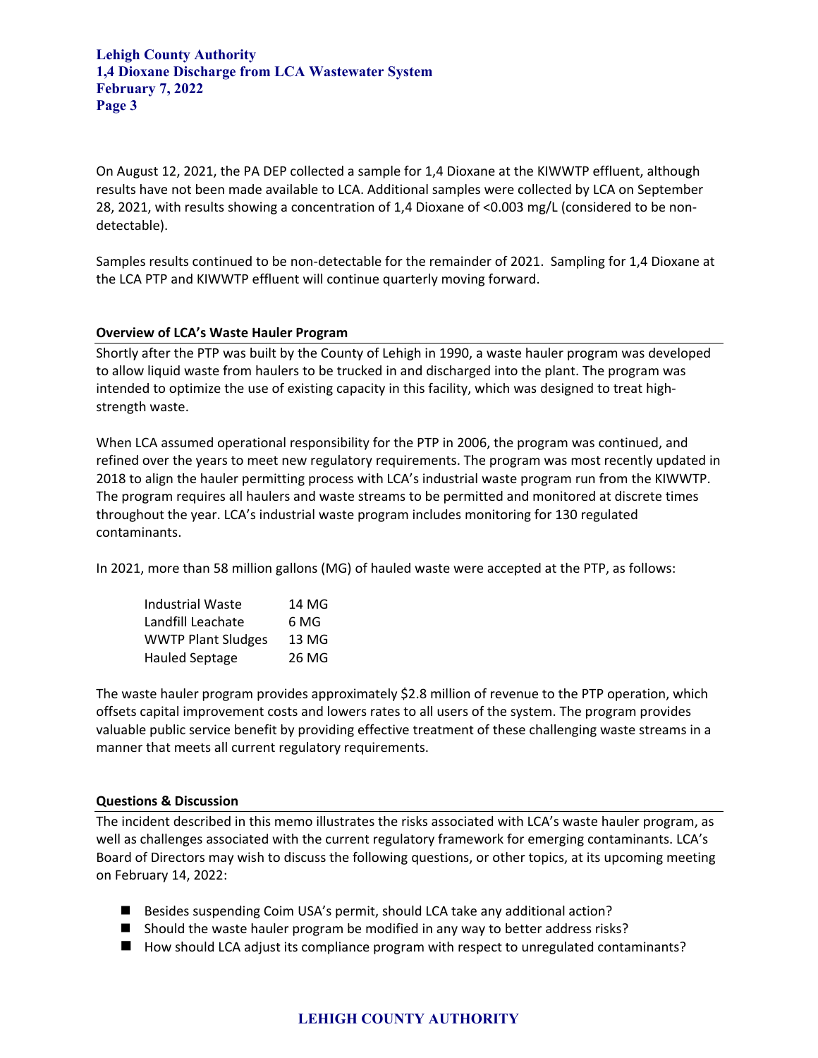On August 12, 2021, the PA DEP collected a sample for 1,4 Dioxane at the KIWWTP effluent, although results have not been made available to LCA. Additional samples were collected by LCA on September 28, 2021, with results showing a concentration of 1,4 Dioxane of <0.003 mg/L (considered to be non-detectable).

Samples results continued to be non-detectable for the remainder of 2021. Sampling for 1,4 Dioxane at the LCA PTP and KIWWTP effluent will continue quarterly moving forward.

## Overview of LCA's Waste Hauler Program

Shortly after the PTP was built by the County of Lehigh in 1990, a waste hauler program was developed to allow liquid waste from haulers to be trucked in and discharged into the plant. The program was intended to optimize the use of existing capacity in this facility, which was designed to treat high-strength waste.

When LCA assumed operational responsibility for the PTP in 2006, the program was continued, and refined over the years to meet new regulatory requirements. The program was most recently updated in 2018 to align the hauler permitting process with LCA's industrial waste program run from the KIWWTP. The program requires all haulers and waste streams to be permitted and monitored at discrete times throughout the year. LCA's industrial waste program includes monitoring for 130 regulated contaminants.

In 2021, more than 58 million gallons (MG) of hauled waste were accepted at the PTP, as follows:

| | |
|---|---|
| Industrial Waste | 14 MG |
| Landfill Leachate | 6 MG |
| WWTP Plant Sludges | 13 MG |
| Hauled Septage | 26 MG |

The waste hauler program provides approximately $2.8 million of revenue to the PTP operation, which offsets capital improvement costs and lowers rates to all users of the system. The program provides valuable public service benefit by providing effective treatment of these challenging waste streams in a manner that meets all current regulatory requirements.

## Questions & Discussion

The incident described in this memo illustrates the risks associated with LCA's waste hauler program, as well as challenges associated with the current regulatory framework for emerging contaminants. LCA's Board of Directors may wish to discuss the following questions, or other topics, at its upcoming meeting on February 14, 2022:

- Besides suspending Coim USA's permit, should LCA take any additional action?
- Should the waste hauler program be modified in any way to better address risks?
- How should LCA adjust its compliance program with respect to unregulated contaminants?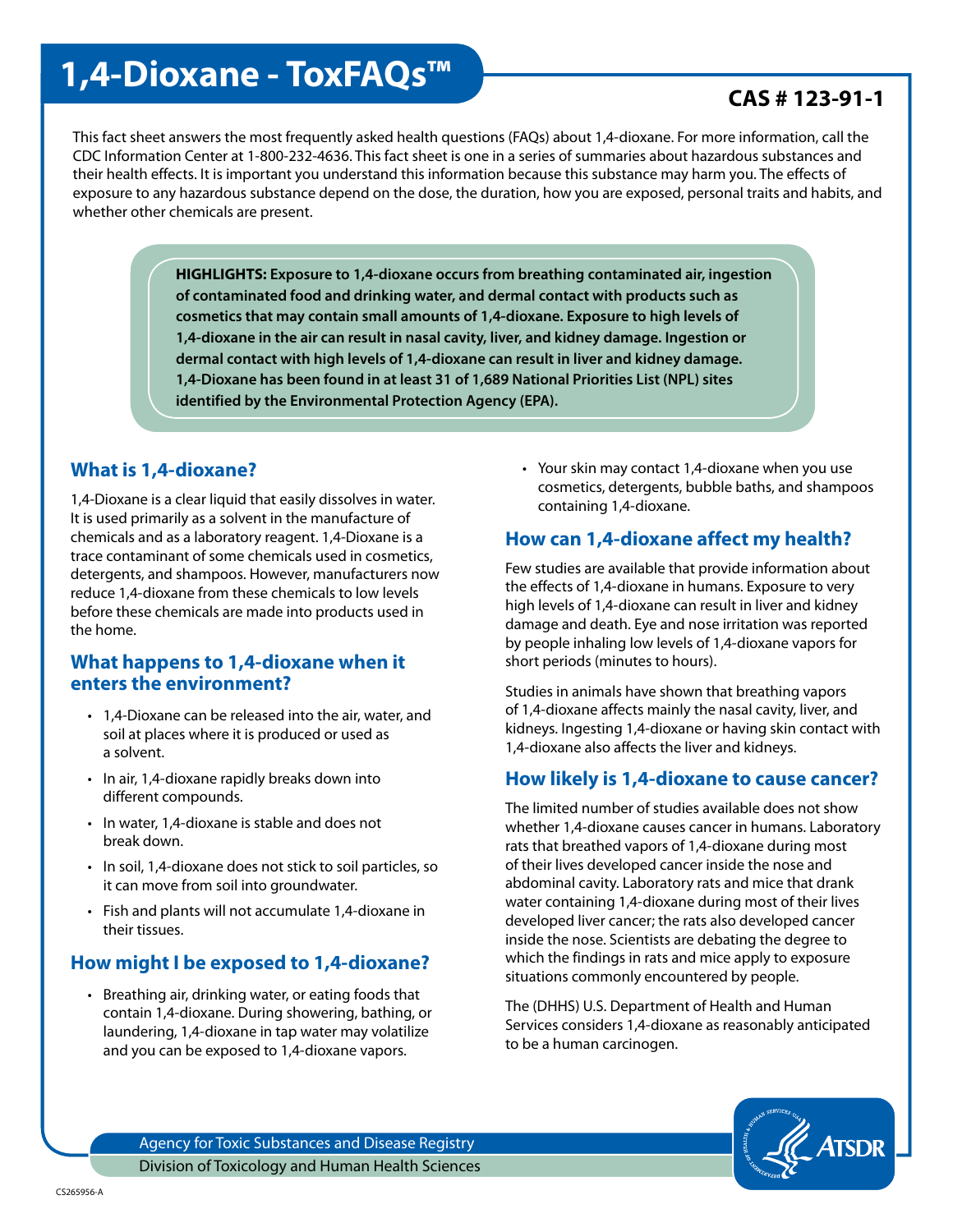# 1,4-Dioxane - ToxFAQs™

**CAS # 123-91-1**

This fact sheet answers the most frequently asked health questions (FAQs) about 1,4-dioxane. For more information, call the CDC Information Center at 1-800-232-4636. This fact sheet is one in a series of summaries about hazardous substances and their health effects. It is important you understand this information because this substance may harm you. The effects of exposure to any hazardous substance depend on the dose, the duration, how you are exposed, personal traits and habits, and whether other chemicals are present.

**HIGHLIGHTS: Exposure to 1,4-dioxane occurs from breathing contaminated air, ingestion of contaminated food and drinking water, and dermal contact with products such as cosmetics that may contain small amounts of 1,4-dioxane. Exposure to high levels of 1,4-dioxane in the air can result in nasal cavity, liver, and kidney damage. Ingestion or dermal contact with high levels of 1,4-dioxane can result in liver and kidney damage. 1,4-Dioxane has been found in at least 31 of 1,689 National Priorities List (NPL) sites identified by the Environmental Protection Agency (EPA).**

## What is 1,4-dioxane?

1,4-Dioxane is a clear liquid that easily dissolves in water. It is used primarily as a solvent in the manufacture of chemicals and as a laboratory reagent. 1,4-Dioxane is a trace contaminant of some chemicals used in cosmetics, detergents, and shampoos. However, manufacturers now reduce 1,4-dioxane from these chemicals to low levels before these chemicals are made into products used in the home.

## What happens to 1,4-dioxane when it enters the environment?

- 1,4-Dioxane can be released into the air, water, and soil at places where it is produced or used as a solvent.
- In air, 1,4-dioxane rapidly breaks down into different compounds.
- In water, 1,4-dioxane is stable and does not break down.
- In soil, 1,4-dioxane does not stick to soil particles, so it can move from soil into groundwater.
- Fish and plants will not accumulate 1,4-dioxane in their tissues.

## How might I be exposed to 1,4-dioxane?

- Breathing air, drinking water, or eating foods that contain 1,4-dioxane. During showering, bathing, or laundering, 1,4-dioxane in tap water may volatilize and you can be exposed to 1,4-dioxane vapors.
- Your skin may contact 1,4-dioxane when you use cosmetics, detergents, bubble baths, and shampoos containing 1,4-dioxane.

## How can 1,4-dioxane affect my health?

Few studies are available that provide information about the effects of 1,4-dioxane in humans. Exposure to very high levels of 1,4-dioxane can result in liver and kidney damage and death. Eye and nose irritation was reported by people inhaling low levels of 1,4-dioxane vapors for short periods (minutes to hours).

Studies in animals have shown that breathing vapors of 1,4-dioxane affects mainly the nasal cavity, liver, and kidneys. Ingesting 1,4-dioxane or having skin contact with 1,4-dioxane also affects the liver and kidneys.

## How likely is 1,4-dioxane to cause cancer?

The limited number of studies available does not show whether 1,4-dioxane causes cancer in humans. Laboratory rats that breathed vapors of 1,4-dioxane during most of their lives developed cancer inside the nose and abdominal cavity. Laboratory rats and mice that drank water containing 1,4-dioxane during most of their lives developed liver cancer; the rats also developed cancer inside the nose. Scientists are debating the degree to which the findings in rats and mice apply to exposure situations commonly encountered by people.

The (DHHS) U.S. Department of Health and Human Services considers 1,4-dioxane as reasonably anticipated to be a human carcinogen.

Agency for Toxic Substances and Disease Registry
Division of Toxicology and Human Health Sciences

CS265956-A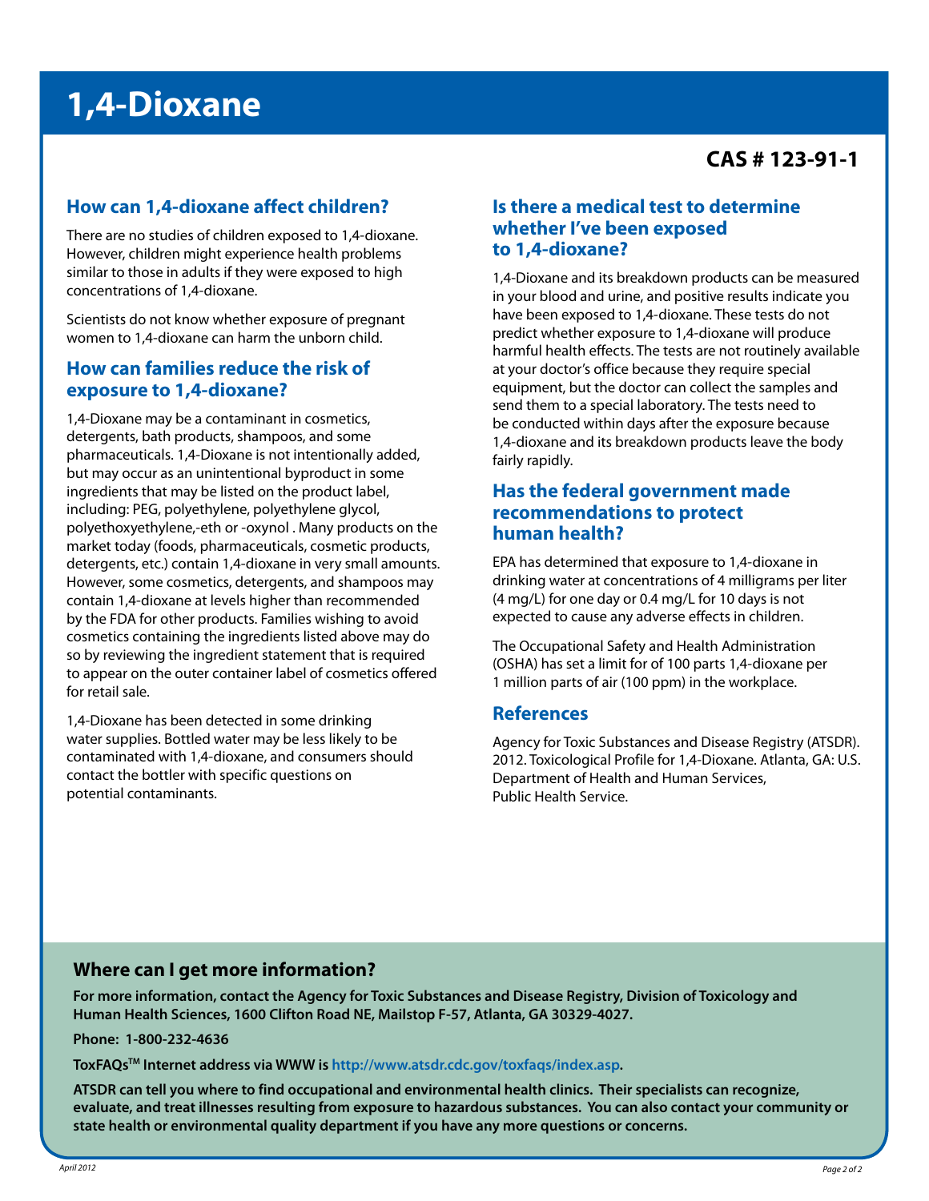# 1,4-Dioxane

**CAS # 123-91-1**

## How can 1,4-dioxane affect children?

There are no studies of children exposed to 1,4-dioxane. However, children might experience health problems similar to those in adults if they were exposed to high concentrations of 1,4-dioxane.

Scientists do not know whether exposure of pregnant women to 1,4-dioxane can harm the unborn child.

## How can families reduce the risk of exposure to 1,4-dioxane?

1,4-Dioxane may be a contaminant in cosmetics, detergents, bath products, shampoos, and some pharmaceuticals. 1,4-Dioxane is not intentionally added, but may occur as an unintentional byproduct in some ingredients that may be listed on the product label, including: PEG, polyethylene, polyethylene glycol, polyethoxyethylene,-eth or -oxynol . Many products on the market today (foods, pharmaceuticals, cosmetic products, detergents, etc.) contain 1,4-dioxane in very small amounts. However, some cosmetics, detergents, and shampoos may contain 1,4-dioxane at levels higher than recommended by the FDA for other products. Families wishing to avoid cosmetics containing the ingredients listed above may do so by reviewing the ingredient statement that is required to appear on the outer container label of cosmetics offered for retail sale.

1,4-Dioxane has been detected in some drinking water supplies. Bottled water may be less likely to be contaminated with 1,4-dioxane, and consumers should contact the bottler with specific questions on potential contaminants.

## Is there a medical test to determine whether I've been exposed to 1,4-dioxane?

1,4-Dioxane and its breakdown products can be measured in your blood and urine, and positive results indicate you have been exposed to 1,4-dioxane. These tests do not predict whether exposure to 1,4-dioxane will produce harmful health effects. The tests are not routinely available at your doctor's office because they require special equipment, but the doctor can collect the samples and send them to a special laboratory. The tests need to be conducted within days after the exposure because 1,4-dioxane and its breakdown products leave the body fairly rapidly.

## Has the federal government made recommendations to protect human health?

EPA has determined that exposure to 1,4-dioxane in drinking water at concentrations of 4 milligrams per liter (4 mg/L) for one day or 0.4 mg/L for 10 days is not expected to cause any adverse effects in children.

The Occupational Safety and Health Administration (OSHA) has set a limit for of 100 parts 1,4-dioxane per 1 million parts of air (100 ppm) in the workplace.

## References

Agency for Toxic Substances and Disease Registry (ATSDR). 2012. Toxicological Profile for 1,4-Dioxane. Atlanta, GA: U.S. Department of Health and Human Services, Public Health Service.

## Where can I get more information?

**For more information, contact the Agency for Toxic Substances and Disease Registry, Division of Toxicology and Human Health Sciences, 1600 Clifton Road NE, Mailstop F-57, Atlanta, GA 30329-4027.**

**Phone: 1-800-232-4636**

**ToxFAQs™ Internet address via WWW is http://www.atsdr.cdc.gov/toxfaqs/index.asp.**

**ATSDR can tell you where to find occupational and environmental health clinics. Their specialists can recognize, evaluate, and treat illnesses resulting from exposure to hazardous substances. You can also contact your community or state health or environmental quality department if you have any more questions or concerns.**

*April 2012*